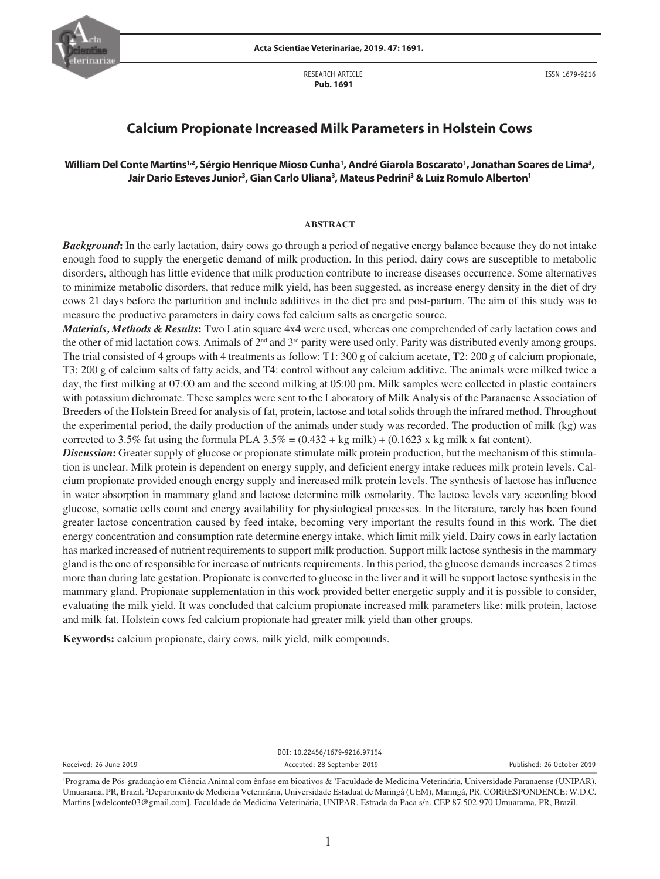RESEARCH ARTICLE
**Pub. 1691**

ISSN 1679-9216

# Calcium Propionate Increased Milk Parameters in Holstein Cows

**William Del Conte Martins[1,2], Sérgio Henrique Mioso Cunha[1], André Giarola Boscarato[1], Jonathan Soares de Lima[3], Jair Dario Esteves Junior[3], Gian Carlo Uliana[3], Mateus Pedrini[3] & Luiz Romulo Alberton[1]**

## ABSTRACT

***Background*:** In the early lactation, dairy cows go through a period of negative energy balance because they do not intake enough food to supply the energetic demand of milk production. In this period, dairy cows are susceptible to metabolic disorders, although has little evidence that milk production contribute to increase diseases occurrence. Some alternatives to minimize metabolic disorders, that reduce milk yield, has been suggested, as increase energy density in the diet of dry cows 21 days before the parturition and include additives in the diet pre and post-partum. The aim of this study was to measure the productive parameters in dairy cows fed calcium salts as energetic source.

***Materials, Methods & Results*:** Two Latin square 4x4 were used, whereas one comprehended of early lactation cows and the other of mid lactation cows. Animals of 2nd and 3rd parity were used only. Parity was distributed evenly among groups. The trial consisted of 4 groups with 4 treatments as follow: T1: 300 g of calcium acetate, T2: 200 g of calcium propionate, T3: 200 g of calcium salts of fatty acids, and T4: control without any calcium additive. The animals were milked twice a day, the first milking at 07:00 am and the second milking at 05:00 pm. Milk samples were collected in plastic containers with potassium dichromate. These samples were sent to the Laboratory of Milk Analysis of the Paranaense Association of Breeders of the Holstein Breed for analysis of fat, protein, lactose and total solids through the infrared method. Throughout the experimental period, the daily production of the animals under study was recorded. The production of milk (kg) was corrected to 3.5% fat using the formula PLA 3.5% = (0.432 + kg milk) + (0.1623 x kg milk x fat content).

***Discussion*:** Greater supply of glucose or propionate stimulate milk protein production, but the mechanism of this stimulation is unclear. Milk protein is dependent on energy supply, and deficient energy intake reduces milk protein levels. Calcium propionate provided enough energy supply and increased milk protein levels. The synthesis of lactose has influence in water absorption in mammary gland and lactose determine milk osmolarity. The lactose levels vary according blood glucose, somatic cells count and energy availability for physiological processes. In the literature, rarely has been found greater lactose concentration caused by feed intake, becoming very important the results found in this work. The diet energy concentration and consumption rate determine energy intake, which limit milk yield. Dairy cows in early lactation has marked increased of nutrient requirements to support milk production. Support milk lactose synthesis in the mammary gland is the one of responsible for increase of nutrients requirements. In this period, the glucose demands increases 2 times more than during late gestation. Propionate is converted to glucose in the liver and it will be support lactose synthesis in the mammary gland. Propionate supplementation in this work provided better energetic supply and it is possible to consider, evaluating the milk yield. It was concluded that calcium propionate increased milk parameters like: milk protein, lactose and milk fat. Holstein cows fed calcium propionate had greater milk yield than other groups.

**Keywords:** calcium propionate, dairy cows, milk yield, milk compounds.

DOI: 10.22456/1679-9216.97154

Received: 26 June 2019 | Accepted: 28 September 2019 | Published: 26 October 2019

[1]Programa de Pós-graduação em Ciência Animal com ênfase em bioativos & [3]Faculdade de Medicina Veterinária, Universidade Paranaense (UNIPAR), Umuarama, PR, Brazil. [2]Departmento de Medicina Veterinária, Universidade Estadual de Maringá (UEM), Maringá, PR. CORRESPONDENCE: W.D.C. Martins [wdelconte03@gmail.com]. Faculdade de Medicina Veterinária, UNIPAR. Estrada da Paca s/n. CEP 87.502-970 Umuarama, PR, Brazil.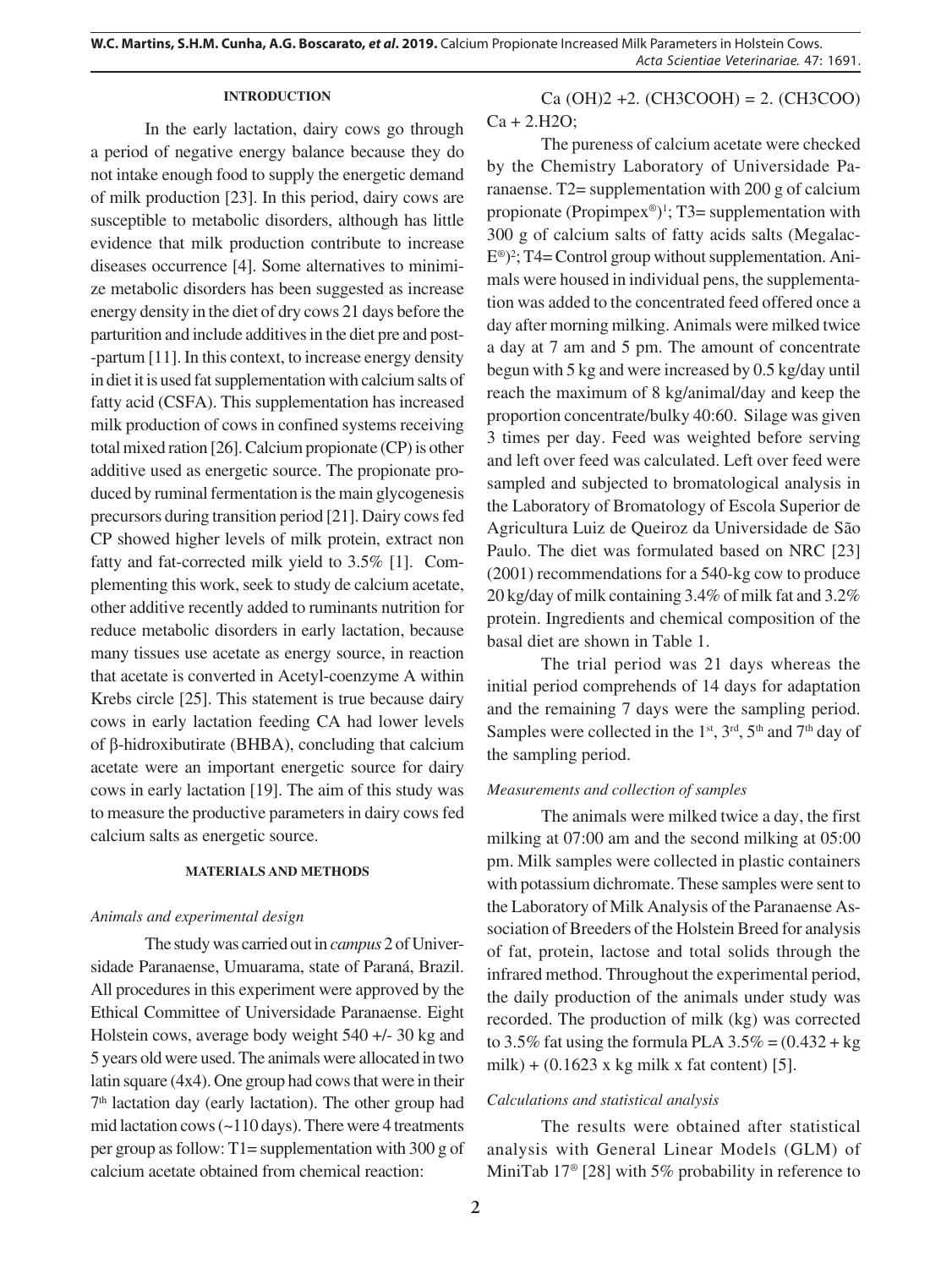## INTRODUCTION

In the early lactation, dairy cows go through a period of negative energy balance because they do not intake enough food to supply the energetic demand of milk production [23]. In this period, dairy cows are susceptible to metabolic disorders, although has little evidence that milk production contribute to increase diseases occurrence [4]. Some alternatives to minimize metabolic disorders has been suggested as increase energy density in the diet of dry cows 21 days before the parturition and include additives in the diet pre and post-partum [11]. In this context, to increase energy density in diet it is used fat supplementation with calcium salts of fatty acid (CSFA). This supplementation has increased milk production of cows in confined systems receiving total mixed ration [26]. Calcium propionate (CP) is other additive used as energetic source. The propionate produced by ruminal fermentation is the main glycogenesis precursors during transition period [21]. Dairy cows fed CP showed higher levels of milk protein, extract non fatty and fat-corrected milk yield to 3.5% [1]. Complementing this work, seek to study de calcium acetate, other additive recently added to ruminants nutrition for reduce metabolic disorders in early lactation, because many tissues use acetate as energy source, in reaction that acetate is converted in Acetyl-coenzyme A within Krebs circle [25]. This statement is true because dairy cows in early lactation feeding CA had lower levels of β-hidroxibutirate (BHBA), concluding that calcium acetate were an important energetic source for dairy cows in early lactation [19]. The aim of this study was to measure the productive parameters in dairy cows fed calcium salts as energetic source.

## MATERIALS AND METHODS

### *Animals and experimental design*

The study was carried out in *campus* 2 of Universidade Paranaense, Umuarama, state of Paraná, Brazil. All procedures in this experiment were approved by the Ethical Committee of Universidade Paranaense. Eight Holstein cows, average body weight 540 +/- 30 kg and 5 years old were used. The animals were allocated in two latin square (4x4). One group had cows that were in their 7th lactation day (early lactation). The other group had mid lactation cows (~110 days). There were 4 treatments per group as follow: T1= supplementation with 300 g of calcium acetate obtained from chemical reaction:

$Ca(OH)_2 + 2.(CH_3COOH) = 2.(CH_3COO)Ca + 2.H_2O$;

The pureness of calcium acetate were checked by the Chemistry Laboratory of Universidade Paranaense. T2= supplementation with 200 g of calcium propionate (Propimpex®)[1]; T3= supplementation with 300 g of calcium salts of fatty acids salts (Megalac-E®)[2]; T4= Control group without supplementation. Animals were housed in individual pens, the supplementation was added to the concentrated feed offered once a day after morning milking. Animals were milked twice a day at 7 am and 5 pm. The amount of concentrate begun with 5 kg and were increased by 0.5 kg/day until reach the maximum of 8 kg/animal/day and keep the proportion concentrate/bulky 40:60. Silage was given 3 times per day. Feed was weighted before serving and left over feed was calculated. Left over feed were sampled and subjected to bromatological analysis in the Laboratory of Bromatology of Escola Superior de Agricultura Luiz de Queiroz da Universidade de São Paulo. The diet was formulated based on NRC [23] (2001) recommendations for a 540-kg cow to produce 20 kg/day of milk containing 3.4% of milk fat and 3.2% protein. Ingredients and chemical composition of the basal diet are shown in Table 1.

The trial period was 21 days whereas the initial period comprehends of 14 days for adaptation and the remaining 7 days were the sampling period. Samples were collected in the 1st, 3rd, 5th and 7th day of the sampling period.

### *Measurements and collection of samples*

The animals were milked twice a day, the first milking at 07:00 am and the second milking at 05:00 pm. Milk samples were collected in plastic containers with potassium dichromate. These samples were sent to the Laboratory of Milk Analysis of the Paranaense Association of Breeders of the Holstein Breed for analysis of fat, protein, lactose and total solids through the infrared method. Throughout the experimental period, the daily production of the animals under study was recorded. The production of milk (kg) was corrected to 3.5% fat using the formula PLA 3.5% = (0.432 + kg milk) + (0.1623 x kg milk x fat content) [5].

### *Calculations and statistical analysis*

The results were obtained after statistical analysis with General Linear Models (GLM) of MiniTab 17® [28] with 5% probability in reference to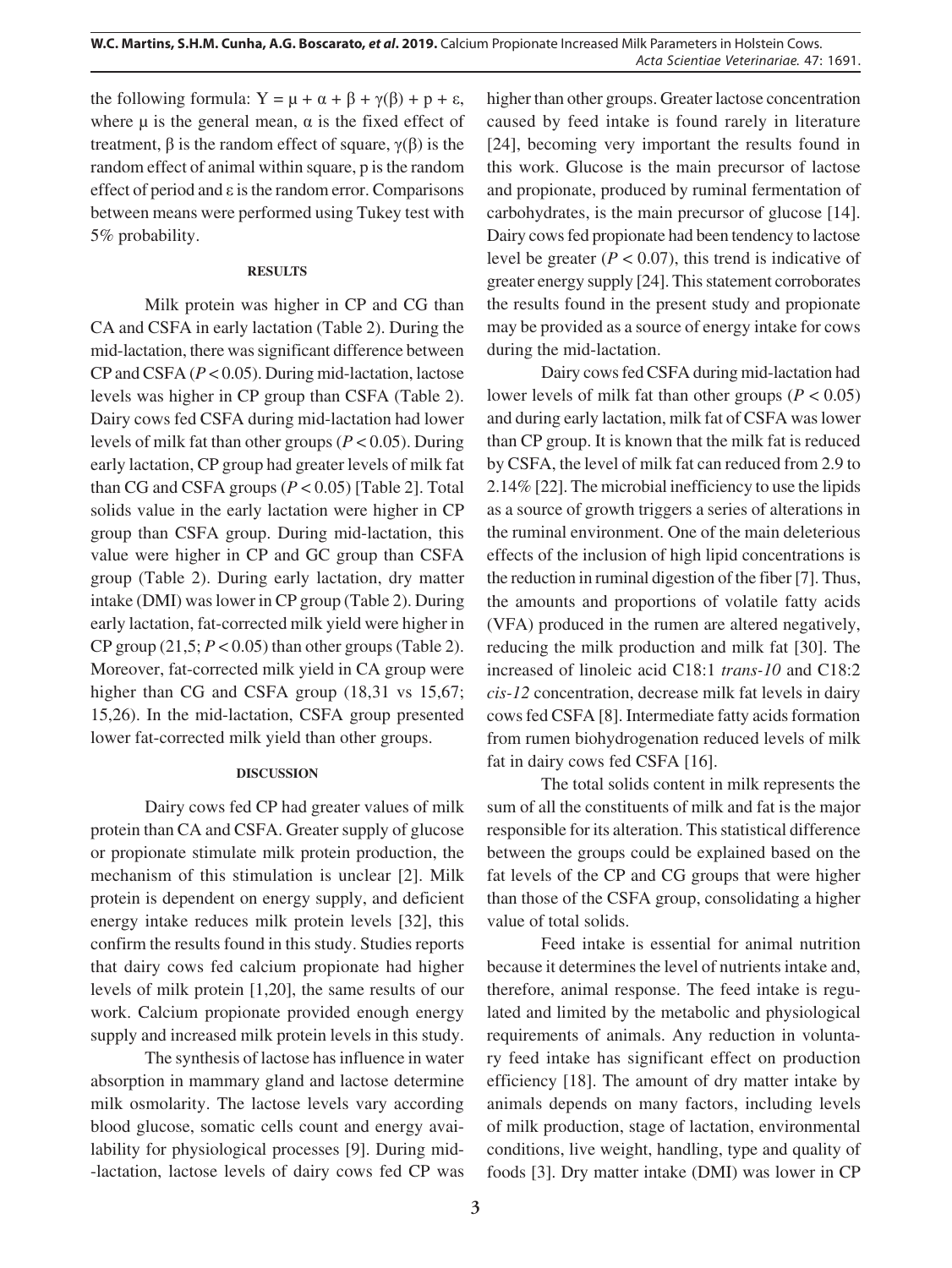the following formula: $Y = \mu + \alpha + \beta + \gamma(\beta) + p + \varepsilon$, where $\mu$ is the general mean, $\alpha$ is the fixed effect of treatment, $\beta$ is the random effect of square, $\gamma(\beta)$ is the random effect of animal within square, p is the random effect of period and $\varepsilon$ is the random error. Comparisons between means were performed using Tukey test with 5% probability.

## RESULTS

Milk protein was higher in CP and CG than CA and CSFA in early lactation (Table 2). During the mid-lactation, there was significant difference between CP and CSFA ($P < 0.05$). During mid-lactation, lactose levels was higher in CP group than CSFA (Table 2). Dairy cows fed CSFA during mid-lactation had lower levels of milk fat than other groups ($P < 0.05$). During early lactation, CP group had greater levels of milk fat than CG and CSFA groups ($P < 0.05$) [Table 2]. Total solids value in the early lactation were higher in CP group than CSFA group. During mid-lactation, this value were higher in CP and GC group than CSFA group (Table 2). During early lactation, dry matter intake (DMI) was lower in CP group (Table 2). During early lactation, fat-corrected milk yield were higher in CP group (21,5; $P < 0.05$) than other groups (Table 2). Moreover, fat-corrected milk yield in CA group were higher than CG and CSFA group (18,31 vs 15,67; 15,26). In the mid-lactation, CSFA group presented lower fat-corrected milk yield than other groups.

## DISCUSSION

Dairy cows fed CP had greater values of milk protein than CA and CSFA. Greater supply of glucose or propionate stimulate milk protein production, the mechanism of this stimulation is unclear [2]. Milk protein is dependent on energy supply, and deficient energy intake reduces milk protein levels [32], this confirm the results found in this study. Studies reports that dairy cows fed calcium propionate had higher levels of milk protein [1,20], the same results of our work. Calcium propionate provided enough energy supply and increased milk protein levels in this study.

The synthesis of lactose has influence in water absorption in mammary gland and lactose determine milk osmolarity. The lactose levels vary according blood glucose, somatic cells count and energy availability for physiological processes [9]. During mid-lactation, lactose levels of dairy cows fed CP was higher than other groups. Greater lactose concentration caused by feed intake is found rarely in literature [24], becoming very important the results found in this work. Glucose is the main precursor of lactose and propionate, produced by ruminal fermentation of carbohydrates, is the main precursor of glucose [14]. Dairy cows fed propionate had been tendency to lactose level be greater ($P < 0.07$), this trend is indicative of greater energy supply [24]. This statement corroborates the results found in the present study and propionate may be provided as a source of energy intake for cows during the mid-lactation.

Dairy cows fed CSFA during mid-lactation had lower levels of milk fat than other groups ($P < 0.05$) and during early lactation, milk fat of CSFA was lower than CP group. It is known that the milk fat is reduced by CSFA, the level of milk fat can reduced from 2.9 to 2.14% [22]. The microbial inefficiency to use the lipids as a source of growth triggers a series of alterations in the ruminal environment. One of the main deleterious effects of the inclusion of high lipid concentrations is the reduction in ruminal digestion of the fiber [7]. Thus, the amounts and proportions of volatile fatty acids (VFA) produced in the rumen are altered negatively, reducing the milk production and milk fat [30]. The increased of linoleic acid C18:1 *trans-10* and C18:2 *cis-12* concentration, decrease milk fat levels in dairy cows fed CSFA [8]. Intermediate fatty acids formation from rumen biohydrogenation reduced levels of milk fat in dairy cows fed CSFA [16].

The total solids content in milk represents the sum of all the constituents of milk and fat is the major responsible for its alteration. This statistical difference between the groups could be explained based on the fat levels of the CP and CG groups that were higher than those of the CSFA group, consolidating a higher value of total solids.

Feed intake is essential for animal nutrition because it determines the level of nutrients intake and, therefore, animal response. The feed intake is regulated and limited by the metabolic and physiological requirements of animals. Any reduction in voluntary feed intake has significant effect on production efficiency [18]. The amount of dry matter intake by animals depends on many factors, including levels of milk production, stage of lactation, environmental conditions, live weight, handling, type and quality of foods [3]. Dry matter intake (DMI) was lower in CP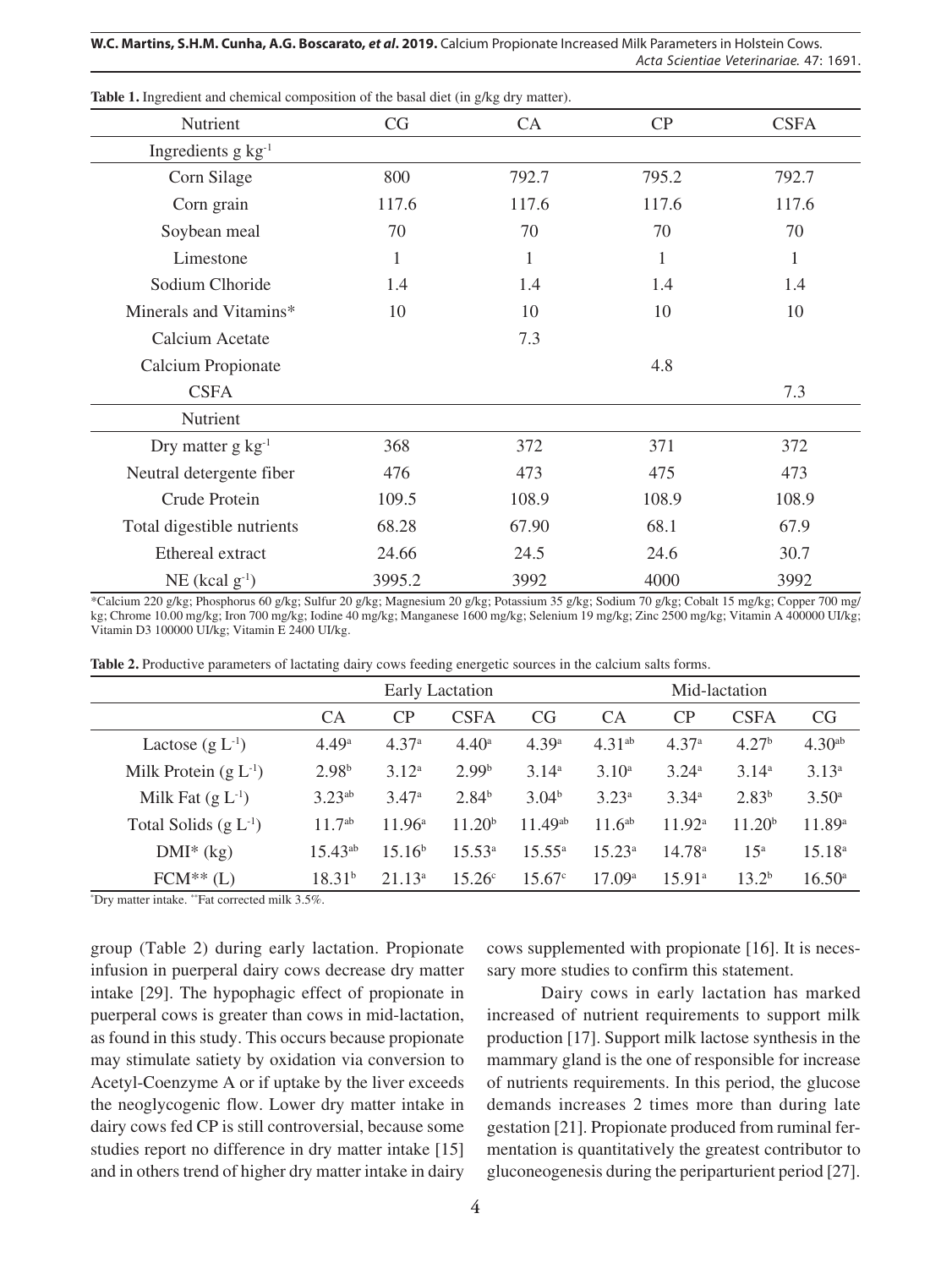**Table 1.** Ingredient and chemical composition of the basal diet (in g/kg dry matter).

| Nutrient | CG | CA | CP | CSFA |
|---|---|---|---|---|
| Ingredients g $kg^{-1}$ | | | | |
| Corn Silage | 800 | 792.7 | 795.2 | 792.7 |
| Corn grain | 117.6 | 117.6 | 117.6 | 117.6 |
| Soybean meal | 70 | 70 | 70 | 70 |
| Limestone | 1 | 1 | 1 | 1 |
| Sodium Clhoride | 1.4 | 1.4 | 1.4 | 1.4 |
| Minerals and Vitamins* | 10 | 10 | 10 | 10 |
| Calcium Acetate | | 7.3 | | |
| Calcium Propionate | | | 4.8 | |
| CSFA | | | | 7.3 |
| Nutrient | | | | |
| Dry matter g $kg^{-1}$ | 368 | 372 | 371 | 372 |
| Neutral detergente fiber | 476 | 473 | 475 | 473 |
| Crude Protein | 109.5 | 108.9 | 108.9 | 108.9 |
| Total digestible nutrients | 68.28 | 67.90 | 68.1 | 67.9 |
| Ethereal extract | 24.66 | 24.5 | 24.6 | 30.7 |
| NE (kcal $g^{-1}$) | 3995.2 | 3992 | 4000 | 3992 |

*Calcium 220 g/kg; Phosphorus 60 g/kg; Sulfur 20 g/kg; Magnesium 20 g/kg; Potassium 35 g/kg; Sodium 70 g/kg; Cobalt 15 mg/kg; Copper 700 mg/kg; Chrome 10.00 mg/kg; Iron 700 mg/kg; Iodine 40 mg/kg; Manganese 1600 mg/kg; Selenium 19 mg/kg; Zinc 2500 mg/kg; Vitamin A 400000 UI/kg; Vitamin D3 100000 UI/kg; Vitamin E 2400 UI/kg.

**Table 2.** Productive parameters of lactating dairy cows feeding energetic sources in the calcium salts forms.

| | Early Lactation | | | | Mid-lactation | | | |
|---|---|---|---|---|---|---|---|---|
| | CA | CP | CSFA | CG | CA | CP | CSFA | CG |
| Lactose (g $L^{-1}$) | 4.49[a] | 4.37[a] | 4.40[a] | 4.39[a] | 4.31[ab] | 4.37[a] | 4.27[b] | 4.30[ab] |
| Milk Protein (g $L^{-1}$) | 2.98[b] | 3.12[a] | 2.99[b] | 3.14[a] | 3.10[a] | 3.24[a] | 3.14[a] | 3.13[a] |
| Milk Fat (g $L^{-1}$) | 3.23[ab] | 3.47[a] | 2.84[b] | 3.04[b] | 3.23[a] | 3.34[a] | 2.83[b] | 3.50[a] |
| Total Solids (g $L^{-1}$) | 11.7[ab] | 11.96[a] | 11.20[b] | 11.49[ab] | 11.6[ab] | 11.92[a] | 11.20[b] | 11.89[a] |
| DMI* (kg) | 15.43[ab] | 15.16[b] | 15.53[a] | 15.55[a] | 15.23[a] | 14.78[a] | 15[a] | 15.18[a] |
| FCM** (L) | 18.31[b] | 21.13[a] | 15.26[c] | 15.67[c] | 17.09[a] | 15.91[a] | 13.2[b] | 16.50[a] |

*Dry matter intake. **Fat corrected milk 3.5%.

group (Table 2) during early lactation. Propionate infusion in puerperal dairy cows decrease dry matter intake [29]. The hypophagic effect of propionate in puerperal cows is greater than cows in mid-lactation, as found in this study. This occurs because propionate may stimulate satiety by oxidation via conversion to Acetyl-Coenzyme A or if uptake by the liver exceeds the neoglycogenic flow. Lower dry matter intake in dairy cows fed CP is still controversial, because some studies report no difference in dry matter intake [15] and in others trend of higher dry matter intake in dairy cows supplemented with propionate [16]. It is necessary more studies to confirm this statement.

Dairy cows in early lactation has marked increased of nutrient requirements to support milk production [17]. Support milk lactose synthesis in the mammary gland is the one of responsible for increase of nutrients requirements. In this period, the glucose demands increases 2 times more than during late gestation [21]. Propionate produced from ruminal fermentation is quantitatively the greatest contributor to gluconeogenesis during the periparturient period [27].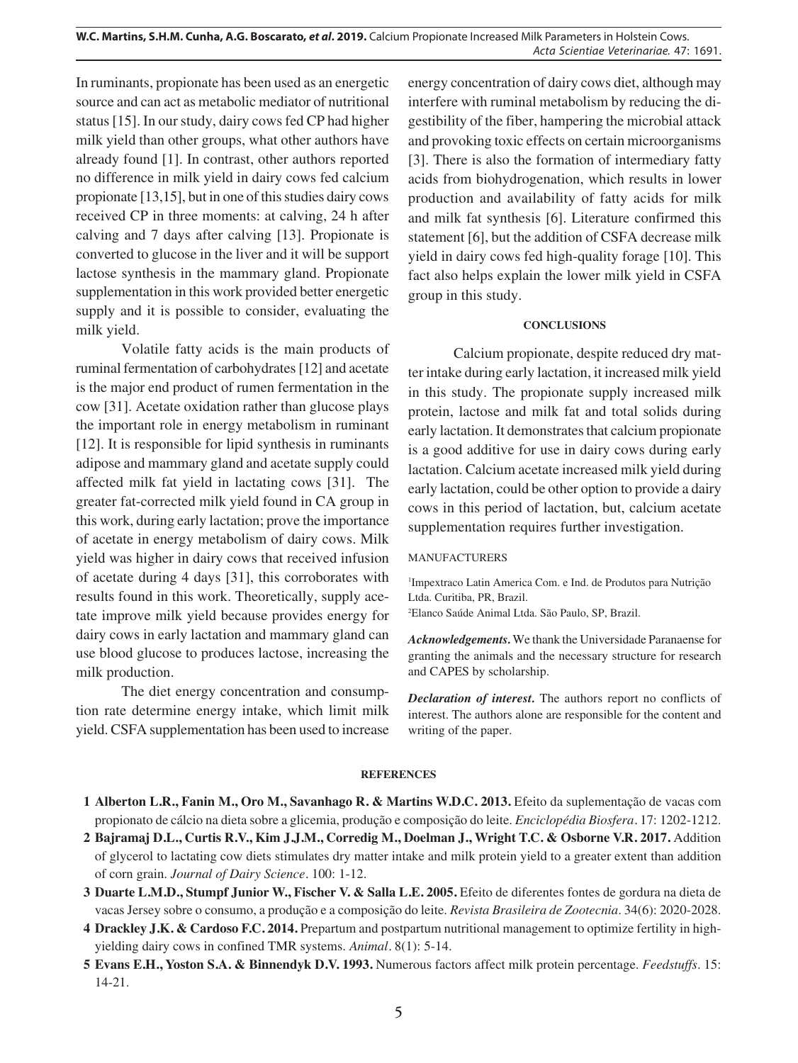In ruminants, propionate has been used as an energetic source and can act as metabolic mediator of nutritional status [15]. In our study, dairy cows fed CP had higher milk yield than other groups, what other authors have already found [1]. In contrast, other authors reported no difference in milk yield in dairy cows fed calcium propionate [13,15], but in one of this studies dairy cows received CP in three moments: at calving, 24 h after calving and 7 days after calving [13]. Propionate is converted to glucose in the liver and it will be support lactose synthesis in the mammary gland. Propionate supplementation in this work provided better energetic supply and it is possible to consider, evaluating the milk yield.

Volatile fatty acids is the main products of ruminal fermentation of carbohydrates [12] and acetate is the major end product of rumen fermentation in the cow [31]. Acetate oxidation rather than glucose plays the important role in energy metabolism in ruminant [12]. It is responsible for lipid synthesis in ruminants adipose and mammary gland and acetate supply could affected milk fat yield in lactating cows [31]. The greater fat-corrected milk yield found in CA group in this work, during early lactation; prove the importance of acetate in energy metabolism of dairy cows. Milk yield was higher in dairy cows that received infusion of acetate during 4 days [31], this corroborates with results found in this work. Theoretically, supply acetate improve milk yield because provides energy for dairy cows in early lactation and mammary gland can use blood glucose to produces lactose, increasing the milk production.

The diet energy concentration and consumption rate determine energy intake, which limit milk yield. CSFA supplementation has been used to increase energy concentration of dairy cows diet, although may interfere with ruminal metabolism by reducing the digestibility of the fiber, hampering the microbial attack and provoking toxic effects on certain microorganisms [3]. There is also the formation of intermediary fatty acids from biohydrogenation, which results in lower production and availability of fatty acids for milk and milk fat synthesis [6]. Literature confirmed this statement [6], but the addition of CSFA decrease milk yield in dairy cows fed high-quality forage [10]. This fact also helps explain the lower milk yield in CSFA group in this study.

## CONCLUSIONS

Calcium propionate, despite reduced dry matter intake during early lactation, it increased milk yield in this study. The propionate supply increased milk protein, lactose and milk fat and total solids during early lactation. It demonstrates that calcium propionate is a good additive for use in dairy cows during early lactation. Calcium acetate increased milk yield during early lactation, could be other option to provide a dairy cows in this period of lactation, but, calcium acetate supplementation requires further investigation.

MANUFACTURERS

[1]Impextraco Latin America Com. e Ind. de Produtos para Nutrição Ltda. Curitiba, PR, Brazil.

[2]Elanco Saúde Animal Ltda. São Paulo, SP, Brazil.

***Acknowledgements.*** We thank the Universidade Paranaense for granting the animals and the necessary structure for research and CAPES by scholarship.

***Declaration of interest.*** The authors report no conflicts of interest. The authors alone are responsible for the content and writing of the paper.

## REFERENCES

1 **Alberton L.R., Fanin M., Oro M., Savanhago R. & Martins W.D.C. 2013.** Efeito da suplementação de vacas com propionato de cálcio na dieta sobre a glicemia, produção e composição do leite. *Enciclopédia Biosfera*. 17: 1202-1212.

2 **Bajramaj D.L., Curtis R.V., Kim J.J.M., Corredig M., Doelman J., Wright T.C. & Osborne V.R. 2017.** Addition of glycerol to lactating cow diets stimulates dry matter intake and milk protein yield to a greater extent than addition of corn grain. *Journal of Dairy Science*. 100: 1-12.

3 **Duarte L.M.D., Stumpf Junior W., Fischer V. & Salla L.E. 2005.** Efeito de diferentes fontes de gordura na dieta de vacas Jersey sobre o consumo, a produção e a composição do leite. *Revista Brasileira de Zootecnia*. 34(6): 2020-2028.

4 **Drackley J.K. & Cardoso F.C. 2014.** Prepartum and postpartum nutritional management to optimize fertility in high-yielding dairy cows in confined TMR systems. *Animal*. 8(1): 5-14.

5 **Evans E.H., Yoston S.A. & Binnendyk D.V. 1993.** Numerous factors affect milk protein percentage. *Feedstuffs*. 15: 14-21.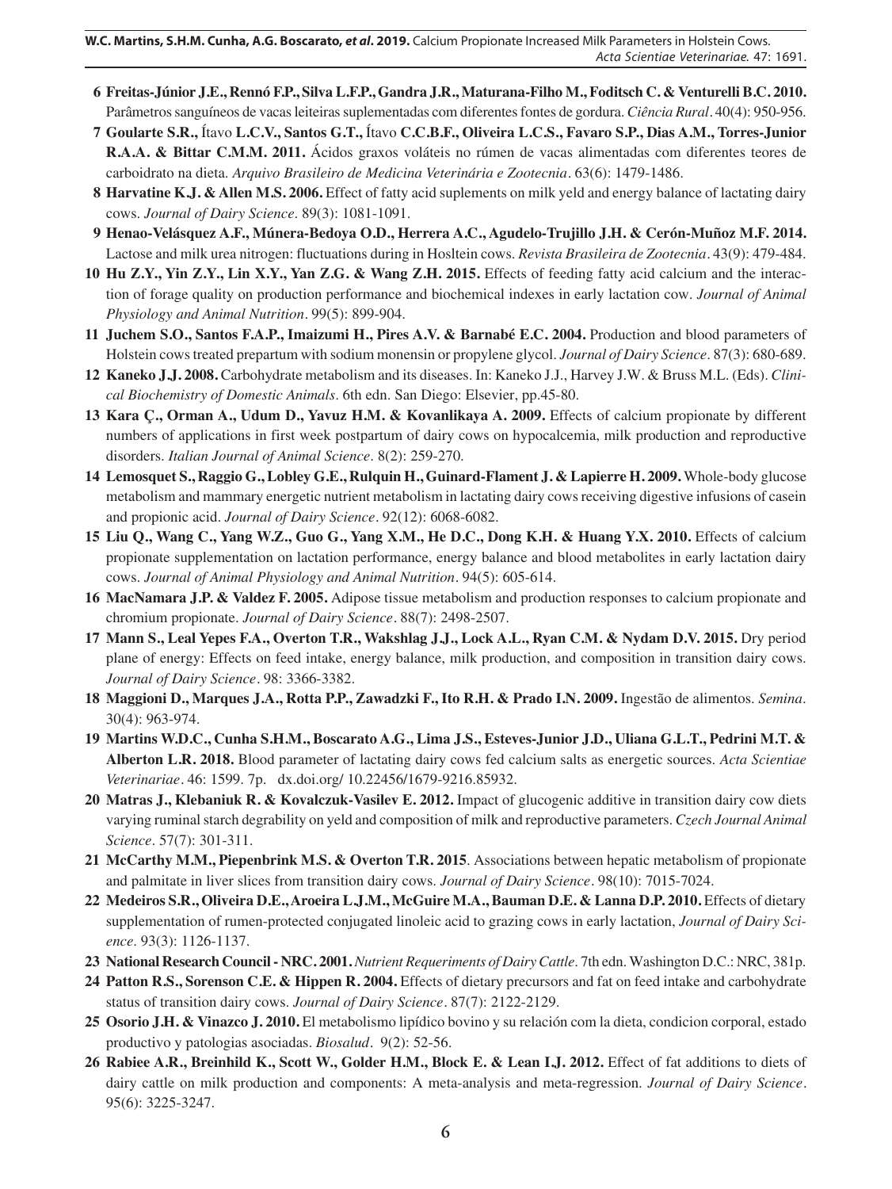**6** **Freitas-Júnior J.E., Rennó F.P., Silva L.F.P., Gandra J.R., Maturana-Filho M., Foditsch C. & Venturelli B.C. 2010.** Parâmetros sanguíneos de vacas leiteiras suplementadas com diferentes fontes de gordura. *Ciência Rural*. 40(4): 950-956.

**7** **Goularte S.R.,** Ítavo **L.C.V., Santos G.T.,** Ítavo **C.C.B.F., Oliveira L.C.S., Favaro S.P., Dias A.M., Torres-Junior R.A.A. & Bittar C.M.M. 2011.** Ácidos graxos voláteis no rúmen de vacas alimentadas com diferentes teores de carboidrato na dieta. *Arquivo Brasileiro de Medicina Veterinária e Zootecnia*. 63(6): 1479-1486.

**8** **Harvatine K.J. & Allen M.S. 2006.** Effect of fatty acid suplements on milk yeld and energy balance of lactating dairy cows. *Journal of Dairy Science*. 89(3): 1081-1091.

**9** **Henao-Velásquez A.F., Múnera-Bedoya O.D., Herrera A.C., Agudelo-Trujillo J.H. & Cerón-Muñoz M.F. 2014.** Lactose and milk urea nitrogen: fluctuations during in Hosltein cows. *Revista Brasileira de Zootecnia*. 43(9): 479-484.

**10** **Hu Z.Y., Yin Z.Y., Lin X.Y., Yan Z.G. & Wang Z.H. 2015.** Effects of feeding fatty acid calcium and the interaction of forage quality on production performance and biochemical indexes in early lactation cow. *Journal of Animal Physiology and Animal Nutrition*. 99(5): 899-904.

**11** **Juchem S.O., Santos F.A.P., Imaizumi H., Pires A.V. & Barnabé E.C. 2004.** Production and blood parameters of Holstein cows treated prepartum with sodium monensin or propylene glycol. *Journal of Dairy Science*. 87(3): 680-689.

**12** **Kaneko J.J. 2008.** Carbohydrate metabolism and its diseases. In: Kaneko J.J., Harvey J.W. & Bruss M.L. (Eds). *Clinical Biochemistry of Domestic Animals*. 6th edn. San Diego: Elsevier, pp.45-80.

**13** **Kara Ç., Orman A., Udum D., Yavuz H.M. & Kovanlikaya A. 2009.** Effects of calcium propionate by different numbers of applications in first week postpartum of dairy cows on hypocalcemia, milk production and reproductive disorders. *Italian Journal of Animal Science*. 8(2): 259-270.

**14** **Lemosquet S., Raggio G., Lobley G.E., Rulquin H., Guinard-Flament J. & Lapierre H. 2009.** Whole-body glucose metabolism and mammary energetic nutrient metabolism in lactating dairy cows receiving digestive infusions of casein and propionic acid. *Journal of Dairy Science*. 92(12): 6068-6082.

**15** **Liu Q., Wang C., Yang W.Z., Guo G., Yang X.M., He D.C., Dong K.H. & Huang Y.X. 2010.** Effects of calcium propionate supplementation on lactation performance, energy balance and blood metabolites in early lactation dairy cows. *Journal of Animal Physiology and Animal Nutrition*. 94(5): 605-614.

**16** **MacNamara J.P. & Valdez F. 2005.** Adipose tissue metabolism and production responses to calcium propionate and chromium propionate. *Journal of Dairy Science*. 88(7): 2498-2507.

**17** **Mann S., Leal Yepes F.A., Overton T.R., Wakshlag J.J., Lock A.L., Ryan C.M. & Nydam D.V. 2015.** Dry period plane of energy: Effects on feed intake, energy balance, milk production, and composition in transition dairy cows. *Journal of Dairy Science*. 98: 3366-3382.

**18** **Maggioni D., Marques J.A., Rotta P.P., Zawadzki F., Ito R.H. & Prado I.N. 2009.** Ingestão de alimentos. *Semina*. 30(4): 963-974.

**19** **Martins W.D.C., Cunha S.H.M., Boscarato A.G., Lima J.S., Esteves-Junior J.D., Uliana G.L.T., Pedrini M.T. & Alberton L.R. 2018.** Blood parameter of lactating dairy cows fed calcium salts as energetic sources. *Acta Scientiae Veterinariae*. 46: 1599. 7p. dx.doi.org/ 10.22456/1679-9216.85932.

**20** **Matras J., Klebaniuk R. & Kovalczuk-Vasilev E. 2012.** Impact of glucogenic additive in transition dairy cow diets varying ruminal starch degrability on yeld and composition of milk and reproductive parameters. *Czech Journal Animal Science*. 57(7): 301-311.

**21** **McCarthy M.M., Piepenbrink M.S. & Overton T.R. 2015**. Associations between hepatic metabolism of propionate and palmitate in liver slices from transition dairy cows. *Journal of Dairy Science*. 98(10): 7015-7024.

**22** **Medeiros S.R., Oliveira D.E., Aroeira L.J.M., McGuire M.A., Bauman D.E. & Lanna D.P. 2010.** Effects of dietary supplementation of rumen-protected conjugated linoleic acid to grazing cows in early lactation, *Journal of Dairy Science*. 93(3): 1126-1137.

**23** **National Research Council - NRC. 2001.** *Nutrient Requeriments of Dairy Cattle*. 7th edn. Washington D.C.: NRC, 381p.

**24** **Patton R.S., Sorenson C.E. & Hippen R. 2004.** Effects of dietary precursors and fat on feed intake and carbohydrate status of transition dairy cows. *Journal of Dairy Science*. 87(7): 2122-2129.

**25** **Osorio J.H. & Vinazco J. 2010.** El metabolismo lipídico bovino y su relación com la dieta, condicion corporal, estado productivo y patologias asociadas. *Biosalud*. 9(2): 52-56.

**26** **Rabiee A.R., Breinhild K., Scott W., Golder H.M., Block E. & Lean I.J. 2012.** Effect of fat additions to diets of dairy cattle on milk production and components: A meta-analysis and meta-regression. *Journal of Dairy Science*. 95(6): 3225-3247.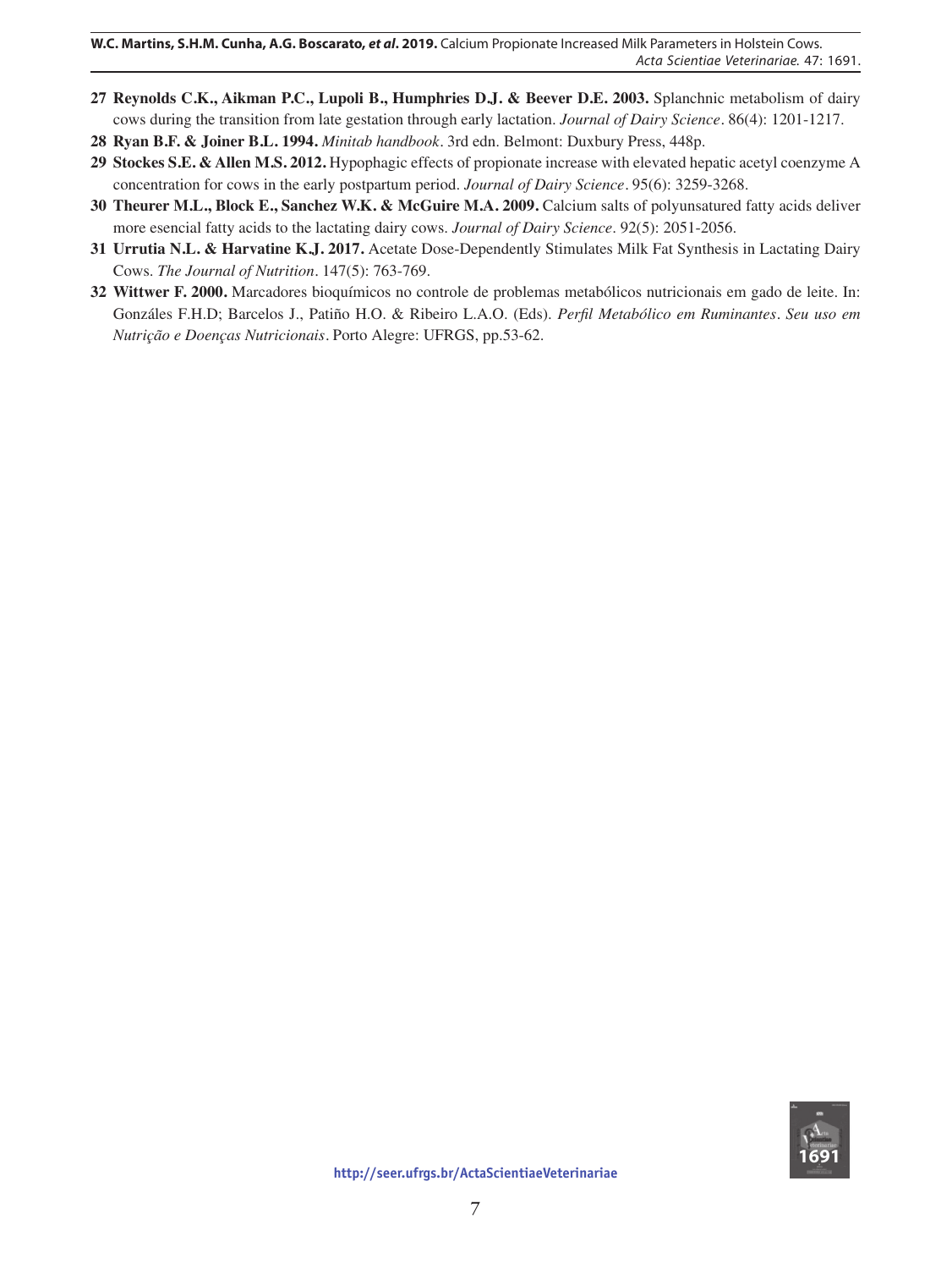**27** **Reynolds C.K., Aikman P.C., Lupoli B., Humphries D.J. & Beever D.E. 2003.** Splanchnic metabolism of dairy cows during the transition from late gestation through early lactation. *Journal of Dairy Science*. 86(4): 1201-1217.

**28** **Ryan B.F. & Joiner B.L. 1994.** *Minitab handbook*. 3rd edn. Belmont: Duxbury Press, 448p.

**29** **Stockes S.E. & Allen M.S. 2012.** Hypophagic effects of propionate increase with elevated hepatic acetyl coenzyme A concentration for cows in the early postpartum period. *Journal of Dairy Science*. 95(6): 3259-3268.

**30** **Theurer M.L., Block E., Sanchez W.K. & McGuire M.A. 2009.** Calcium salts of polyunsatured fatty acids deliver more esencial fatty acids to the lactating dairy cows. *Journal of Dairy Science*. 92(5): 2051-2056.

**31** **Urrutia N.L. & Harvatine K.J. 2017.** Acetate Dose-Dependently Stimulates Milk Fat Synthesis in Lactating Dairy Cows. *The Journal of Nutrition*. 147(5): 763-769.

**32** **Wittwer F. 2000.** Marcadores bioquímicos no controle de problemas metabólicos nutricionais em gado de leite. In: Gonzáles F.H.D; Barcelos J., Patiño H.O. & Ribeiro L.A.O. (Eds). *Perfil Metabólico em Ruminantes*. *Seu uso em Nutrição e Doenças Nutricionais*. Porto Alegre: UFRGS, pp.53-62.